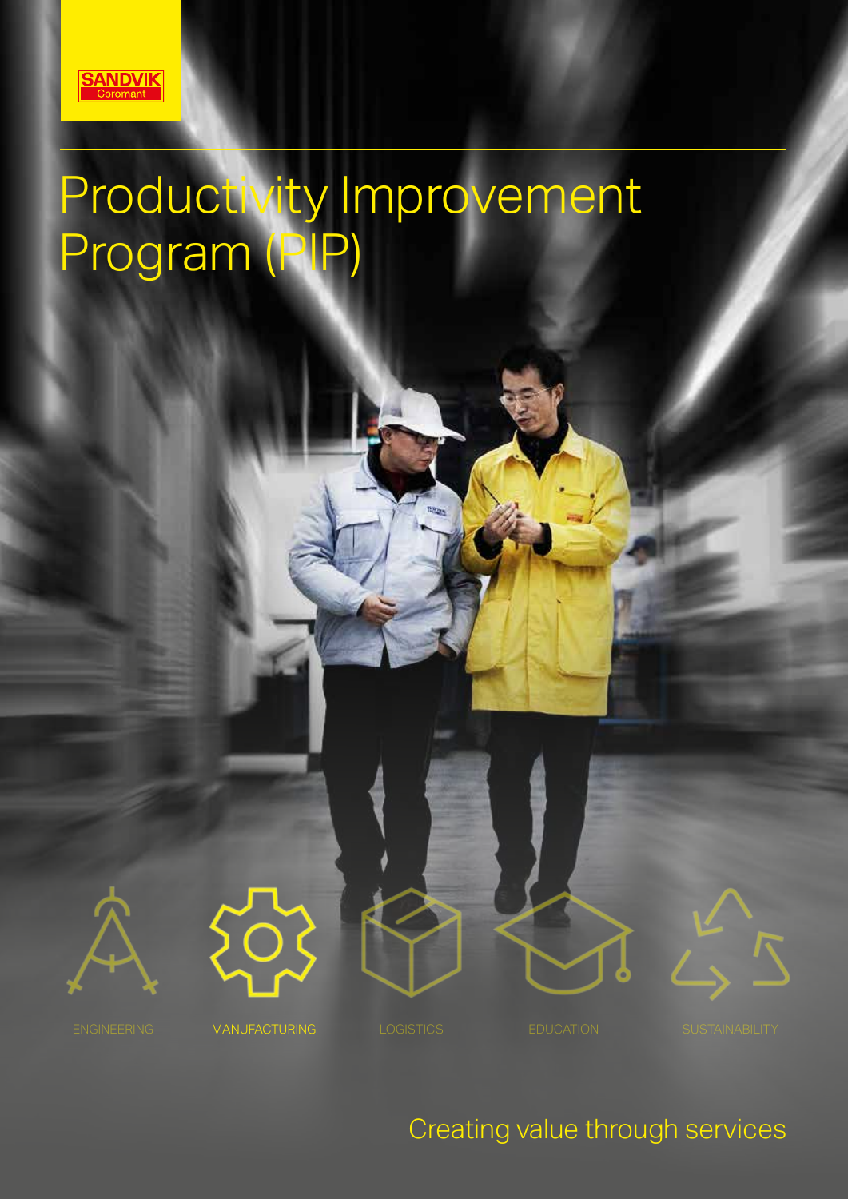SANDVIK
Coromant

# Productivity Improvement Program (PIP)

ENGINEERING

MANUFACTURING

LOGISTICS

EDUCATION

SUSTAINABILITY

Creating value through services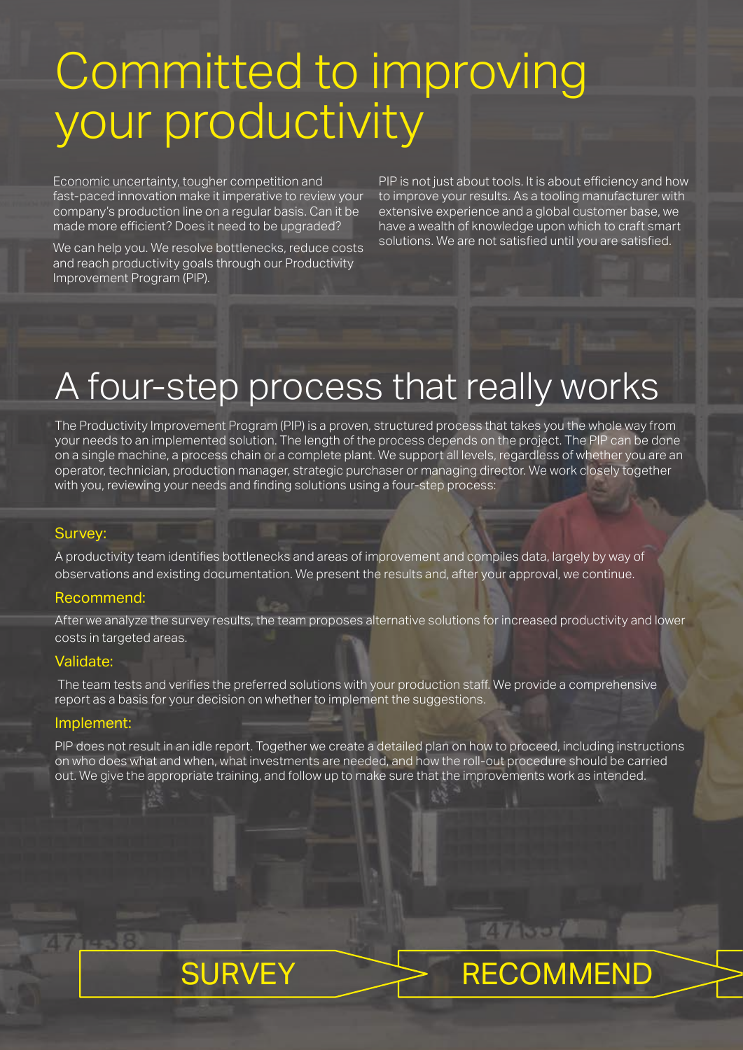# Committed to improving your productivity

Economic uncertainty, tougher competition and fast-paced innovation make it imperative to review your company's production line on a regular basis. Can it be made more efficient? Does it need to be upgraded?

We can help you. We resolve bottlenecks, reduce costs and reach productivity goals through our Productivity Improvement Program (PIP).

PIP is not just about tools. It is about efficiency and how to improve your results. As a tooling manufacturer with extensive experience and a global customer base, we have a wealth of knowledge upon which to craft smart solutions. We are not satisfied until you are satisfied.

# A four-step process that really works

The Productivity Improvement Program (PIP) is a proven, structured process that takes you the whole way from your needs to an implemented solution. The length of the process depends on the project. The PIP can be done on a single machine, a process chain or a complete plant. We support all levels, regardless of whether you are an operator, technician, production manager, strategic purchaser or managing director. We work closely together with you, reviewing your needs and finding solutions using a four-step process:

### Survey:

A productivity team identifies bottlenecks and areas of improvement and compiles data, largely by way of observations and existing documentation. We present the results and, after your approval, we continue.

### Recommend:

After we analyze the survey results, the team proposes alternative solutions for increased productivity and lower costs in targeted areas.

### Validate:

The team tests and verifies the preferred solutions with your production staff. We provide a comprehensive report as a basis for your decision on whether to implement the suggestions.

### Implement:

PIP does not result in an idle report. Together we create a detailed plan on how to proceed, including instructions on who does what and when, what investments are needed, and how the roll-out procedure should be carried out. We give the appropriate training, and follow up to make sure that the improvements work as intended.

SURVEY → RECOMMEND →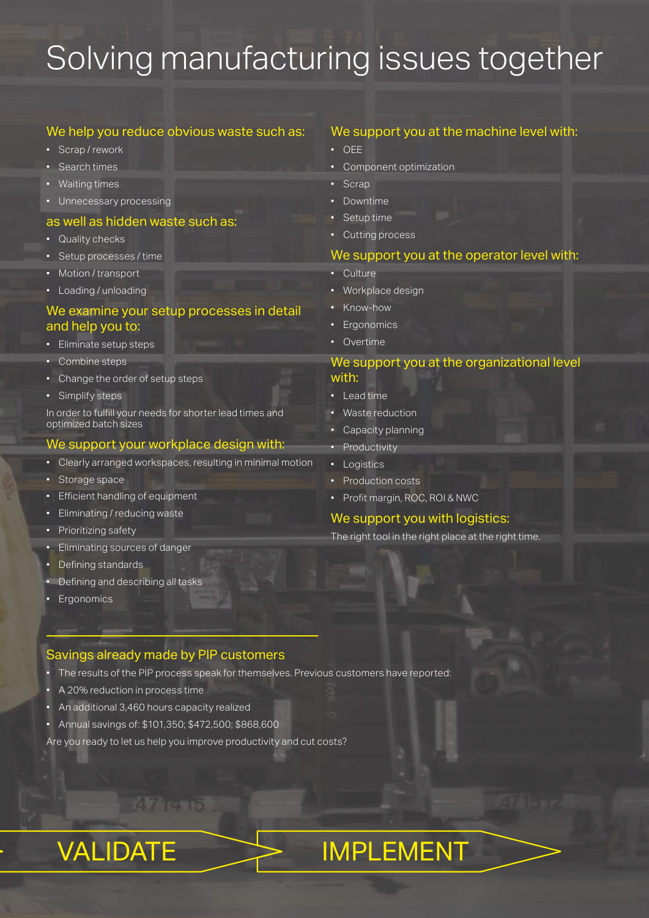# Solving manufacturing issues together

### We help you reduce obvious waste such as:

- Scrap / rework
- Search times
- Waiting times
- Unnecessary processing

### as well as hidden waste such as:

- Quality checks
- Setup processes / time
- Motion / transport
- Loading / unloading

### We examine your setup processes in detail and help you to:

- Eliminate setup steps
- Combine steps
- Change the order of setup steps
- Simplify steps

In order to fulfill your needs for shorter lead times and optimized batch sizes

### We support your workplace design with:

- Clearly arranged workspaces, resulting in minimal motion
- Storage space
- Efficient handling of equipment
- Eliminating / reducing waste
- Prioritizing safety
- Eliminating sources of danger
- Defining standards
- Defining and describing all tasks
- Ergonomics

### We support you at the machine level with:

- OEE
- Component optimization
- Scrap
- Downtime
- Setup time
- Cutting process

### We support you at the operator level with:

- Culture
- Workplace design
- Know-how
- Ergonomics
- Overtime

### We support you at the organizational level with:

- Lead time
- Waste reduction
- Capacity planning
- Productivity
- Logistics
- Production costs
- Profit margin, ROC, ROI & NWC

### We support you with logistics:

The right tool in the right place at the right time.

### Savings already made by PIP customers

- The results of the PIP process speak for themselves. Previous customers have reported:
- A 20% reduction in process time
- An additional 3,460 hours capacity realized
- Annual savings of: $101,350; $472,500; $868,600

Are you ready to let us help you improve productivity and cut costs?

VALIDATE

IMPLEMENT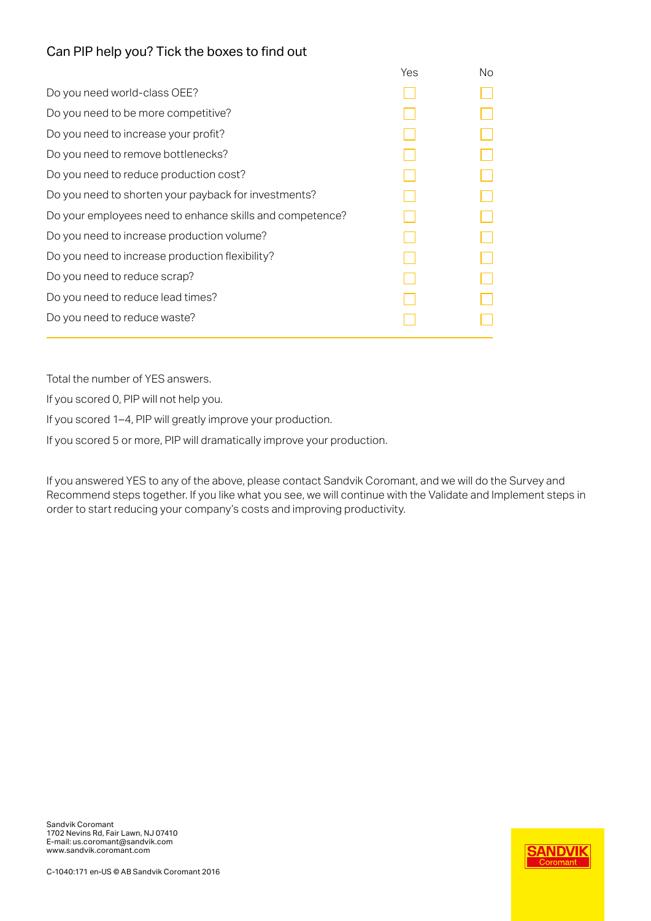## Can PIP help you? Tick the boxes to find out

| | Yes | No |
|---|---|---|
| Do you need world-class OEE? | ☐ | ☐ |
| Do you need to be more competitive? | ☐ | ☐ |
| Do you need to increase your profit? | ☐ | ☐ |
| Do you need to remove bottlenecks? | ☐ | ☐ |
| Do you need to reduce production cost? | ☐ | ☐ |
| Do you need to shorten your payback for investments? | ☐ | ☐ |
| Do your employees need to enhance skills and competence? | ☐ | ☐ |
| Do you need to increase production volume? | ☐ | ☐ |
| Do you need to increase production flexibility? | ☐ | ☐ |
| Do you need to reduce scrap? | ☐ | ☐ |
| Do you need to reduce lead times? | ☐ | ☐ |
| Do you need to reduce waste? | ☐ | ☐ |

Total the number of YES answers.

If you scored 0, PIP will not help you.

If you scored 1–4, PIP will greatly improve your production.

If you scored 5 or more, PIP will dramatically improve your production.

If you answered YES to any of the above, please contact Sandvik Coromant, and we will do the Survey and Recommend steps together. If you like what you see, we will continue with the Validate and Implement steps in order to start reducing your company's costs and improving productivity.

Sandvik Coromant
1702 Nevins Rd, Fair Lawn, NJ 07410
E-mail: us.coromant@sandvik.com
www.sandvik.coromant.com

C-1040:171 en-US © AB Sandvik Coromant 2016

SANDVIK Coromant